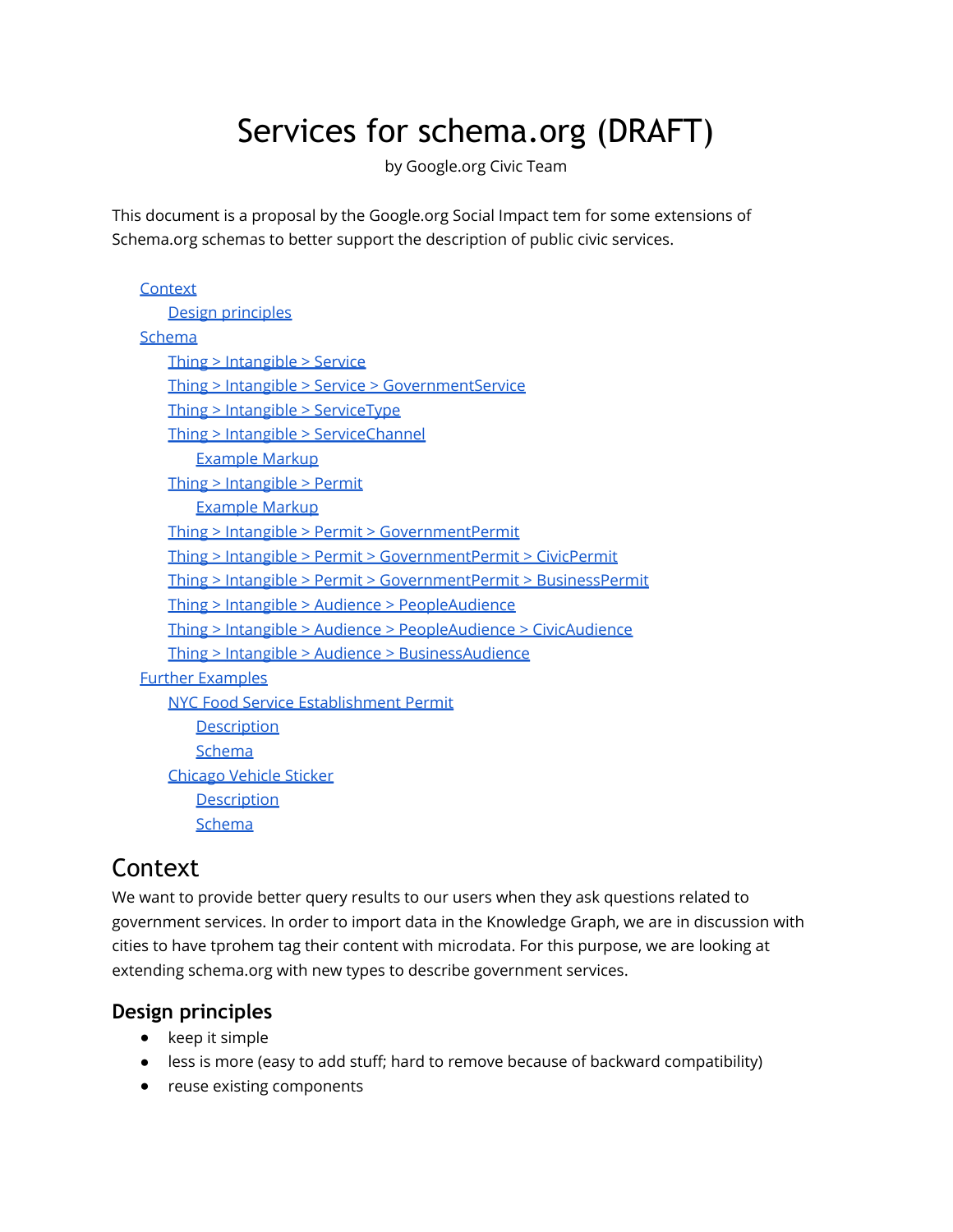# Services for schema.org (DRAFT)

by Google.org Civic Team

This document is a proposal by the Google.org Social Impact tem for some extensions of Schema.org schemas to better support the description of public civic services.

- Context
  - Design principles
- Schema
  - Thing > Intangible > Service
  - Thing > Intangible > Service > GovernmentService
  - Thing > Intangible > ServiceType
  - Thing > Intangible > ServiceChannel
    - Example Markup
  - Thing > Intangible > Permit
    - Example Markup
  - Thing > Intangible > Permit > GovernmentPermit
  - Thing > Intangible > Permit > GovernmentPermit > CivicPermit
  - Thing > Intangible > Permit > GovernmentPermit > BusinessPermit
  - Thing > Intangible > Audience > PeopleAudience
  - Thing > Intangible > Audience > PeopleAudience > CivicAudience
  - Thing > Intangible > Audience > BusinessAudience
- Further Examples
  - NYC Food Service Establishment Permit
    - Description
    - Schema
  - Chicago Vehicle Sticker
    - Description
    - Schema

## Context

We want to provide better query results to our users when they ask questions related to government services. In order to import data in the Knowledge Graph, we are in discussion with cities to have tprohem tag their content with microdata. For this purpose, we are looking at extending schema.org with new types to describe government services.

### Design principles

- keep it simple
- less is more (easy to add stuff; hard to remove because of backward compatibility)
- reuse existing components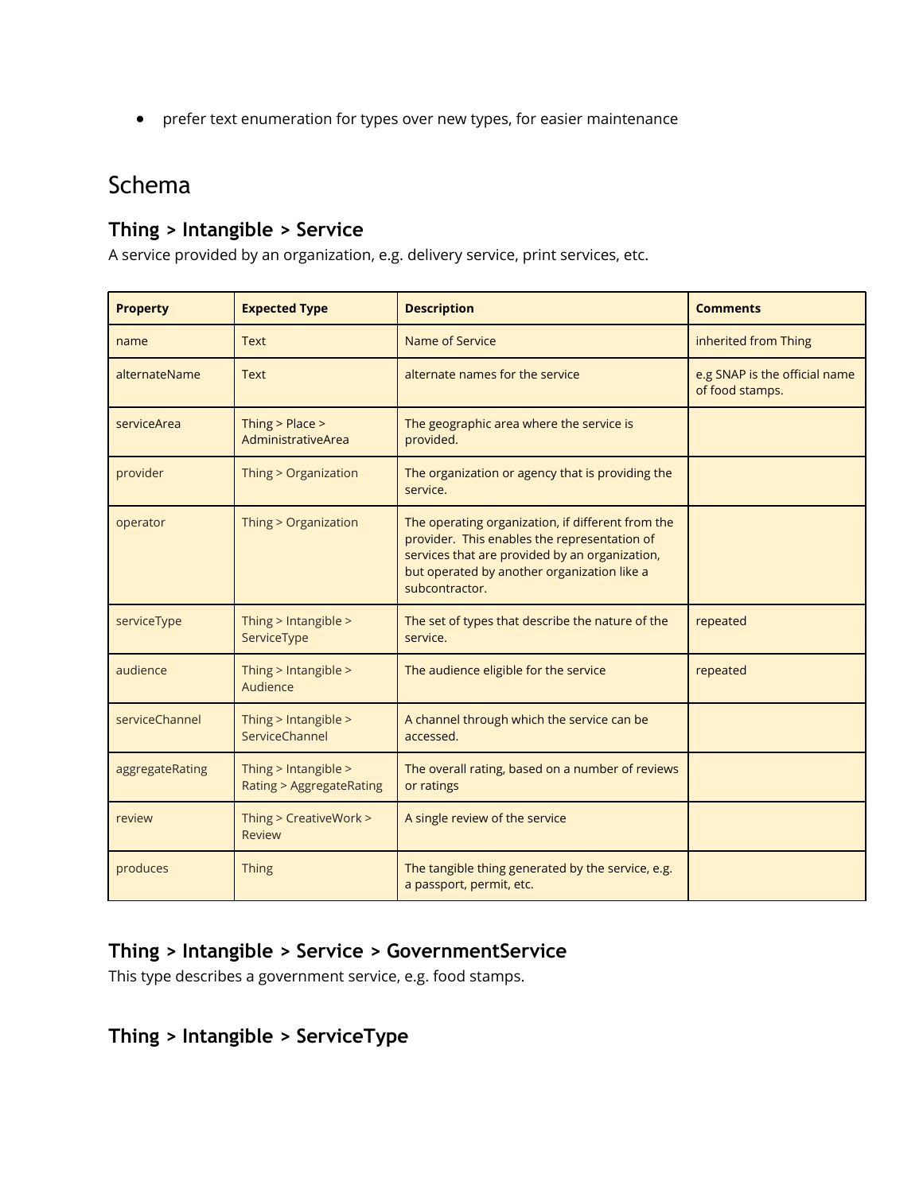- prefer text enumeration for types over new types, for easier maintenance

# Schema

## Thing > Intangible > Service

A service provided by an organization, e.g. delivery service, print services, etc.

| Property | Expected Type | Description | Comments |
|---|---|---|---|
| name | Text | Name of Service | inherited from Thing |
| alternateName | Text | alternate names for the service | e.g SNAP is the official name of food stamps. |
| serviceArea | Thing > Place > AdministrativeArea | The geographic area where the service is provided. | |
| provider | Thing > Organization | The organization or agency that is providing the service. | |
| operator | Thing > Organization | The operating organization, if different from the provider. This enables the representation of services that are provided by an organization, but operated by another organization like a subcontractor. | |
| serviceType | Thing > Intangible > ServiceType | The set of types that describe the nature of the service. | repeated |
| audience | Thing > Intangible > Audience | The audience eligible for the service | repeated |
| serviceChannel | Thing > Intangible > ServiceChannel | A channel through which the service can be accessed. | |
| aggregateRating | Thing > Intangible > Rating > AggregateRating | The overall rating, based on a number of reviews or ratings | |
| review | Thing > CreativeWork > Review | A single review of the service | |
| produces | Thing | The tangible thing generated by the service, e.g. a passport, permit, etc. | |

## Thing > Intangible > Service > GovernmentService

This type describes a government service, e.g. food stamps.

## Thing > Intangible > ServiceType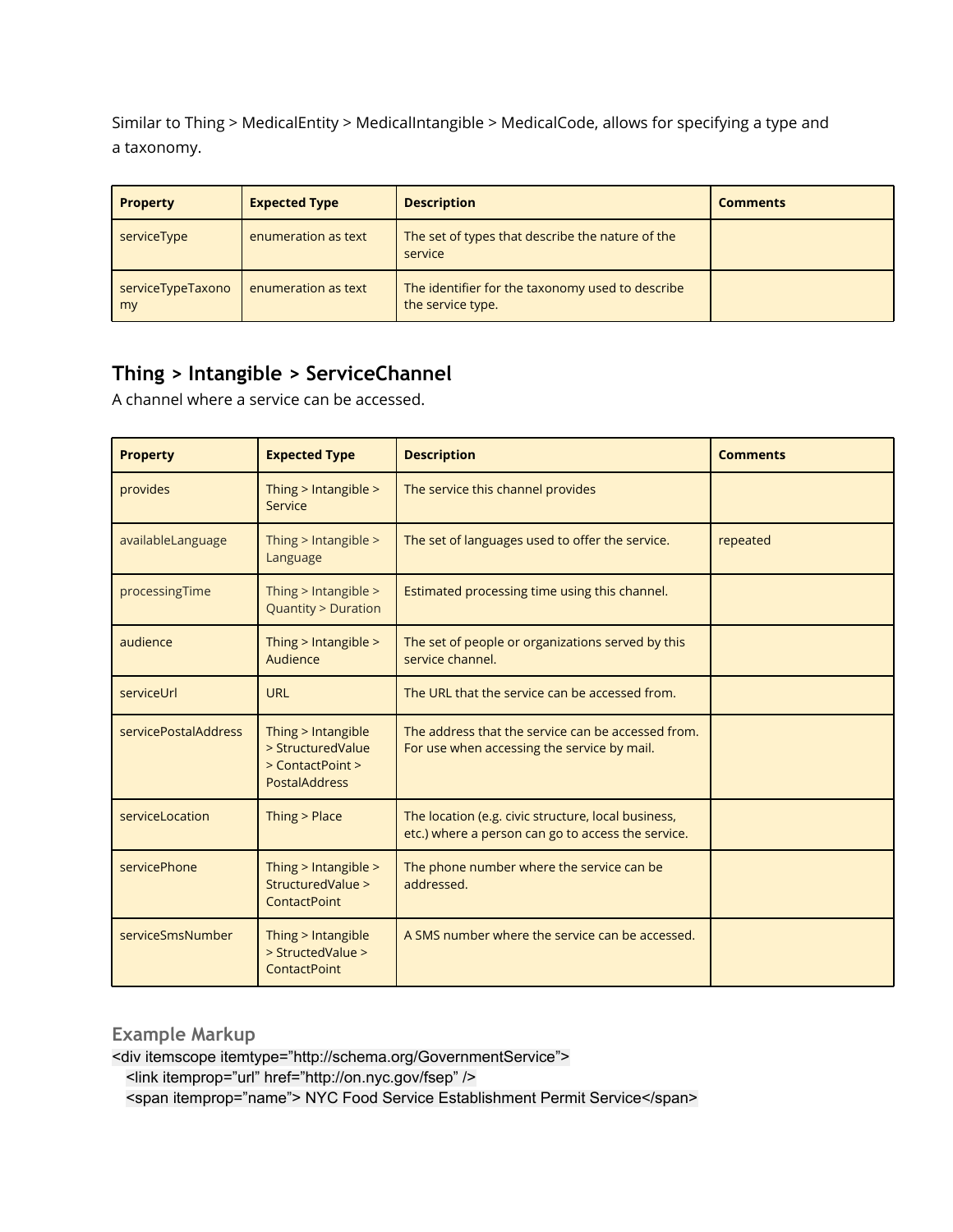Similar to Thing > MedicalEntity > MedicalIntangible > MedicalCode, allows for specifying a type and a taxonomy.

| Property | Expected Type | Description | Comments |
|---|---|---|---|
| serviceType | enumeration as text | The set of types that describe the nature of the service | |
| serviceTypeTaxonomy | enumeration as text | The identifier for the taxonomy used to describe the service type. | |

## Thing > Intangible > ServiceChannel

A channel where a service can be accessed.

| Property | Expected Type | Description | Comments |
|---|---|---|---|
| provides | Thing > Intangible > Service | The service this channel provides | |
| availableLanguage | Thing > Intangible > Language | The set of languages used to offer the service. | repeated |
| processingTime | Thing > Intangible > Quantity > Duration | Estimated processing time using this channel. | |
| audience | Thing > Intangible > Audience | The set of people or organizations served by this service channel. | |
| serviceUrl | URL | The URL that the service can be accessed from. | |
| servicePostalAddress | Thing > Intangible > StructuredValue > ContactPoint > PostalAddress | The address that the service can be accessed from. For use when accessing the service by mail. | |
| serviceLocation | Thing > Place | The location (e.g. civic structure, local business, etc.) where a person can go to access the service. | |
| servicePhone | Thing > Intangible > StructuredValue > ContactPoint | The phone number where the service can be addressed. | |
| serviceSmsNumber | Thing > Intangible > StructedValue > ContactPoint | A SMS number where the service can be accessed. | |

### Example Markup

```
<div itemscope itemtype="http://schema.org/GovernmentService">
   <link itemprop="url" href="http://on.nyc.gov/fsep" />
   <span itemprop="name"> NYC Food Service Establishment Permit Service</span>
```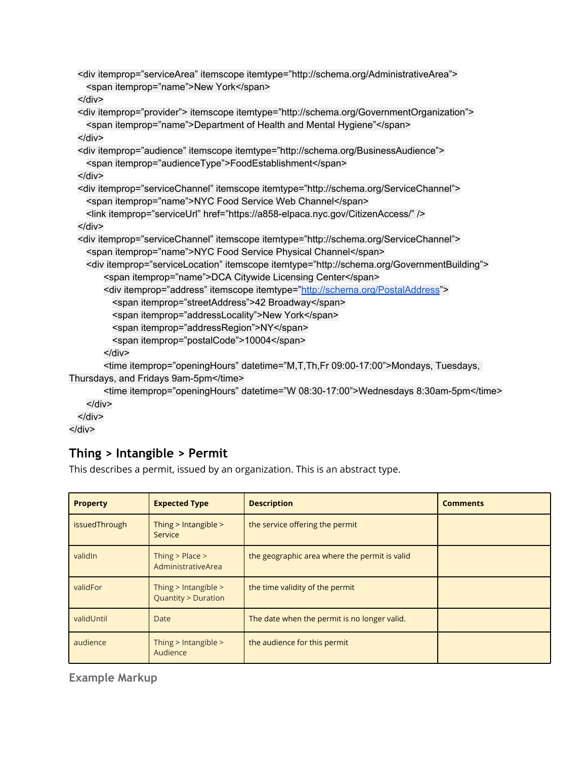```
  <div itemprop="serviceArea" itemscope itemtype="http://schema.org/AdministrativeArea">
    <span itemprop="name">New York</span>
  </div>
  <div itemprop="provider"> itemscope itemtype="http://schema.org/GovernmentOrganization">
    <span itemprop="name">Department of Health and Mental Hygiene"</span>
  </div>
  <div itemprop="audience" itemscope itemtype="http://schema.org/BusinessAudience">
    <span itemprop="audienceType">FoodEstablishment</span>
  </div>
  <div itemprop="serviceChannel" itemscope itemtype="http://schema.org/ServiceChannel">
    <span itemprop="name">NYC Food Service Web Channel</span>
    <link itemprop="serviceUrl" href="https://a858-elpaca.nyc.gov/CitizenAccess/" />
  </div>
  <div itemprop="serviceChannel" itemscope itemtype="http://schema.org/ServiceChannel">
    <span itemprop="name">NYC Food Service Physical Channel</span>
    <div itemprop="serviceLocation" itemscope itemtype="http://schema.org/GovernmentBuilding">
        <span itemprop="name">DCA Citywide Licensing Center</span>
        <div itemprop="address" itemscope itemtype="http://schema.org/PostalAddress">
          <span itemprop="streetAddress">42 Broadway</span>
          <span itemprop="addressLocality">New York</span>
          <span itemprop="addressRegion">NY</span>
          <span itemprop="postalCode">10004</span>
        </div>
        <time itemprop="openingHours" datetime="M,T,Th,Fr 09:00-17:00">Mondays, Tuesdays, 
Thursdays, and Fridays 9am-5pm</time>
        <time itemprop="openingHours" datetime="W 08:30-17:00">Wednesdays 8:30am-5pm</time>
    </div>
  </div>
</div>
```

## Thing > Intangible > Permit

This describes a permit, issued by an organization. This is an abstract type.

| Property | Expected Type | Description | Comments |
|---|---|---|---|
| issuedThrough | Thing > Intangible > Service | the service offering the permit | |
| validIn | Thing > Place > AdministrativeArea | the geographic area where the permit is valid | |
| validFor | Thing > Intangible > Quantity > Duration | the time validity of the permit | |
| validUntil | Date | The date when the permit is no longer valid. | |
| audience | Thing > Intangible > Audience | the audience for this permit | |

### Example Markup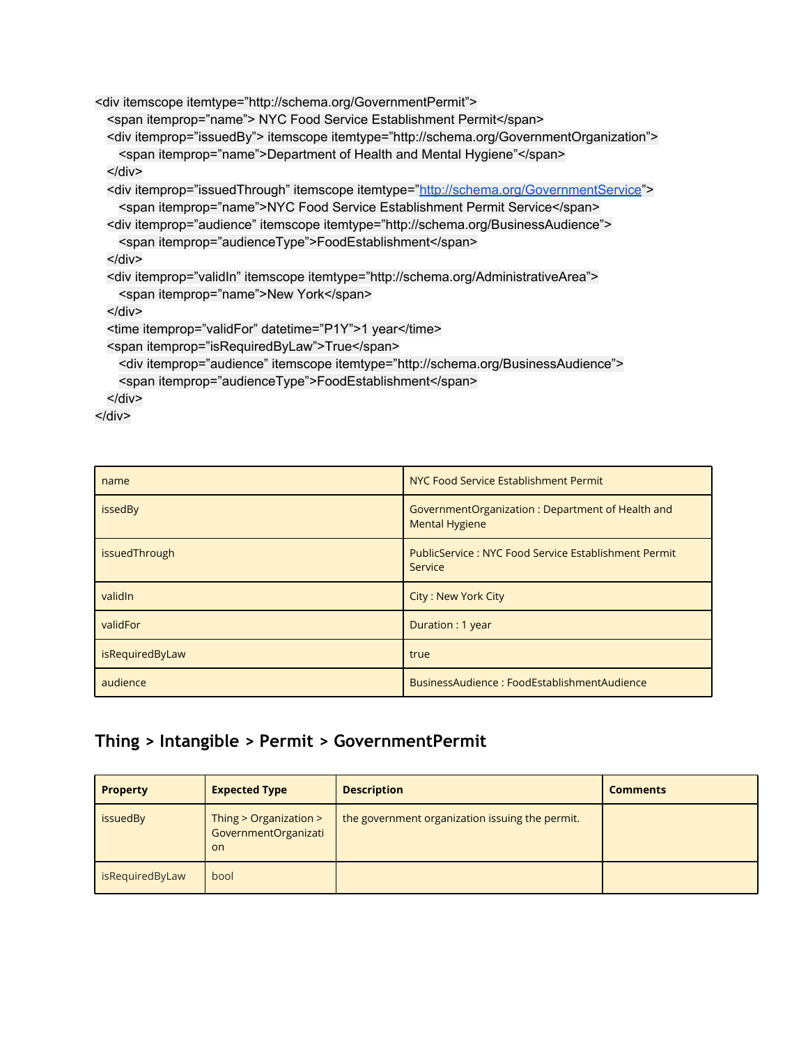```
<div itemscope itemtype="http://schema.org/GovernmentPermit">
  <span itemprop="name"> NYC Food Service Establishment Permit</span>
  <div itemprop="issuedBy"> itemscope itemtype="http://schema.org/GovernmentOrganization">
    <span itemprop="name">Department of Health and Mental Hygiene"</span>
  </div>
  <div itemprop="issuedThrough" itemscope itemtype="http://schema.org/GovernmentService">
    <span itemprop="name">NYC Food Service Establishment Permit Service</span>
  <div itemprop="audience" itemscope itemtype="http://schema.org/BusinessAudience">
    <span itemprop="audienceType">FoodEstablishment</span>
  </div>
  <div itemprop="validIn" itemscope itemtype="http://schema.org/AdministrativeArea">
    <span itemprop="name">New York</span>
  </div>
  <time itemprop="validFor" datetime="P1Y">1 year</time>
  <span itemprop="isRequiredByLaw">True</span>
    <div itemprop="audience" itemscope itemtype="http://schema.org/BusinessAudience">
    <span itemprop="audienceType">FoodEstablishment</span>
  </div>
</div>
```

| | |
|---|---|
| name | NYC Food Service Establishment Permit |
| issedBy | GovernmentOrganization : Department of Health and Mental Hygiene |
| issuedThrough | PublicService : NYC Food Service Establishment Permit Service |
| validIn | City : New York City |
| validFor | Duration : 1 year |
| isRequiredByLaw | true |
| audience | BusinessAudience : FoodEstablishmentAudience |

## Thing > Intangible > Permit > GovernmentPermit

| Property | Expected Type | Description | Comments |
|---|---|---|---|
| issuedBy | Thing > Organization > GovernmentOrganization | the government organization issuing the permit. | |
| isRequiredByLaw | bool | | |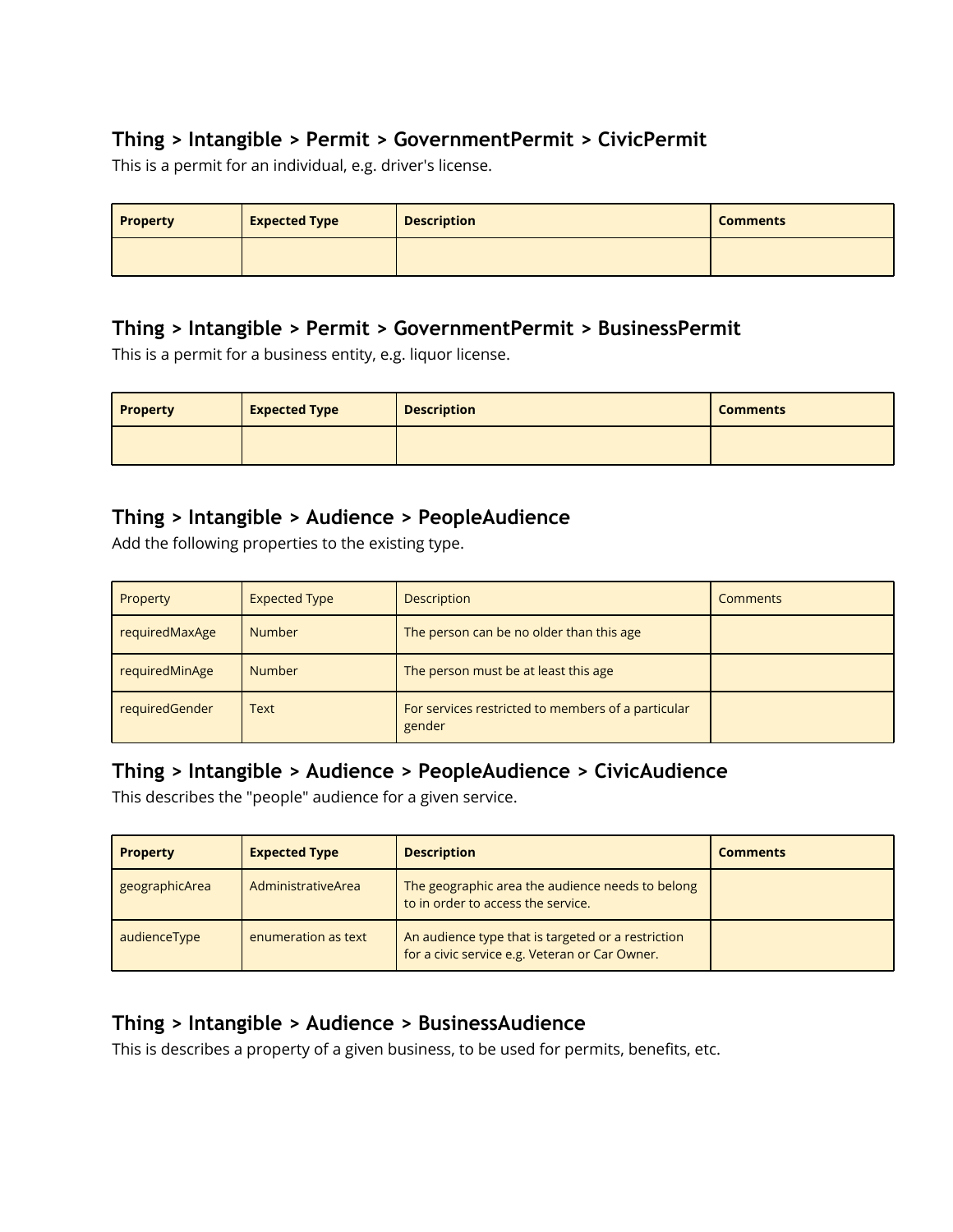### Thing > Intangible > Permit > GovernmentPermit > CivicPermit

This is a permit for an individual, e.g. driver's license.

| **Property** | **Expected Type** | **Description** | **Comments** |
|---|---|---|---|
| | | | |

### Thing > Intangible > Permit > GovernmentPermit > BusinessPermit

This is a permit for a business entity, e.g. liquor license.

| **Property** | **Expected Type** | **Description** | **Comments** |
|---|---|---|---|
| | | | |

### Thing > Intangible > Audience > PeopleAudience

Add the following properties to the existing type.

| Property | Expected Type | Description | Comments |
|---|---|---|---|
| requiredMaxAge | Number | The person can be no older than this age | |
| requiredMinAge | Number | The person must be at least this age | |
| requiredGender | Text | For services restricted to members of a particular gender | |

### Thing > Intangible > Audience > PeopleAudience > CivicAudience

This describes the "people" audience for a given service.

| **Property** | **Expected Type** | **Description** | **Comments** |
|---|---|---|---|
| geographicArea | AdministrativeArea | The geographic area the audience needs to belong to in order to access the service. | |
| audienceType | enumeration as text | An audience type that is targeted or a restriction for a civic service e.g. Veteran or Car Owner. | |

### Thing > Intangible > Audience > BusinessAudience

This is describes a property of a given business, to be used for permits, benefits, etc.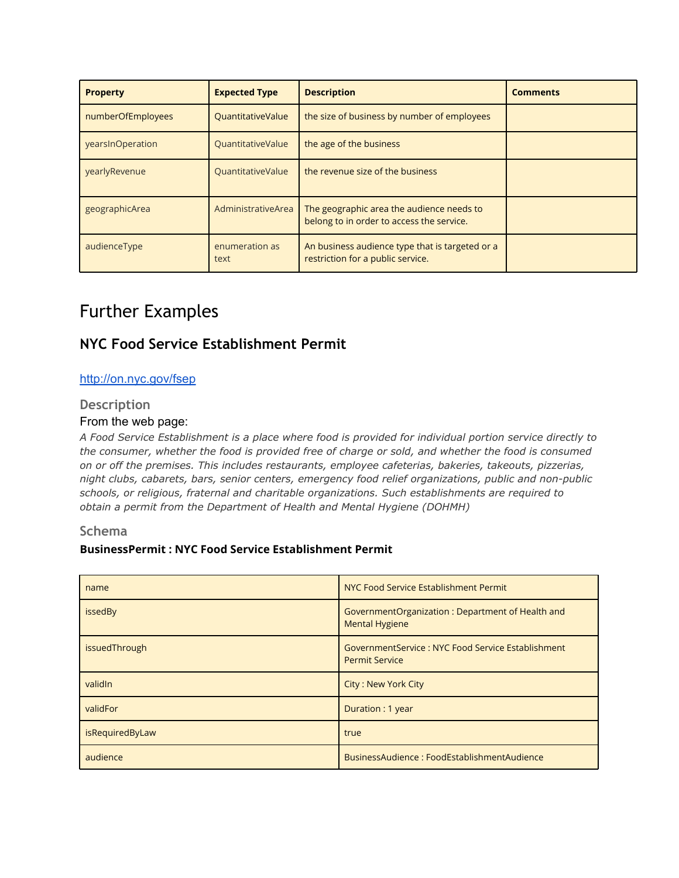| Property | Expected Type | Description | Comments |
| --- | --- | --- | --- |
| numberOfEmployees | QuantitativeValue | the size of business by number of employees | |
| yearsInOperation | QuantitativeValue | the age of the business | |
| yearlyRevenue | QuantitativeValue | the revenue size of the business | |
| geographicArea | AdministrativeArea | The geographic area the audience needs to belong to in order to access the service. | |
| audienceType | enumeration as text | An business audience type that is targeted or a restriction for a public service. | |

# Further Examples

## NYC Food Service Establishment Permit

[http://on.nyc.gov/fsep](http://on.nyc.gov/fsep)

### Description

From the web page:

*A Food Service Establishment is a place where food is provided for individual portion service directly to the consumer, whether the food is provided free of charge or sold, and whether the food is consumed on or off the premises. This includes restaurants, employee cafeterias, bakeries, takeouts, pizzerias, night clubs, cabarets, bars, senior centers, emergency food relief organizations, public and non-public schools, or religious, fraternal and charitable organizations. Such establishments are required to obtain a permit from the Department of Health and Mental Hygiene (DOHMH)*

### Schema

**BusinessPermit : NYC Food Service Establishment Permit**

| | |
| --- | --- |
| name | NYC Food Service Establishment Permit |
| issedBy | GovernmentOrganization : Department of Health and Mental Hygiene |
| issuedThrough | GovernmentService : NYC Food Service Establishment Permit Service |
| validIn | City : New York City |
| validFor | Duration : 1 year |
| isRequiredByLaw | true |
| audience | BusinessAudience : FoodEstablishmentAudience |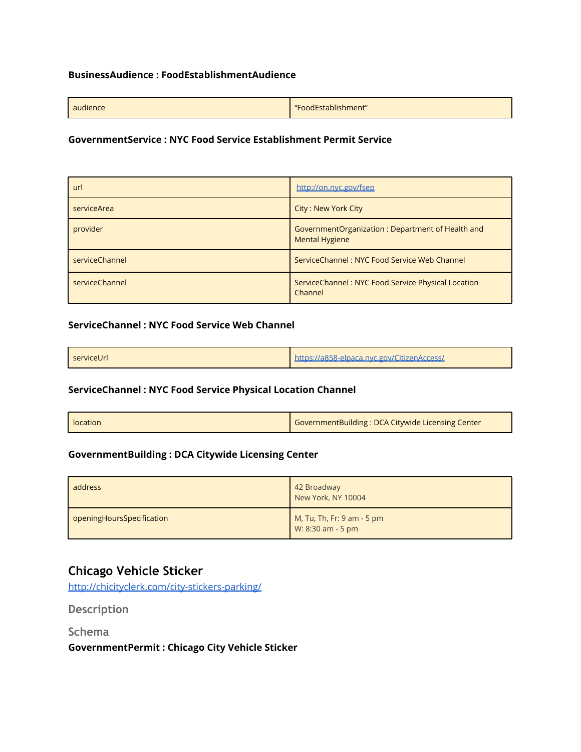**BusinessAudience : FoodEstablishmentAudience**

| | |
|---|---|
| audience | "FoodEstablishment" |

**GovernmentService : NYC Food Service Establishment Permit Service**

| | |
|---|---|
| url | http://on.nyc.gov/fsep |
| serviceArea | City : New York City |
| provider | GovernmentOrganization : Department of Health and Mental Hygiene |
| serviceChannel | ServiceChannel : NYC Food Service Web Channel |
| serviceChannel | ServiceChannel : NYC Food Service Physical Location Channel |

**ServiceChannel : NYC Food Service Web Channel**

| | |
|---|---|
| serviceUrl | https://a858-elpaca.nyc.gov/CitizenAccess/ |

**ServiceChannel : NYC Food Service Physical Location Channel**

| | |
|---|---|
| location | GovernmentBuilding : DCA Citywide Licensing Center |

**GovernmentBuilding : DCA Citywide Licensing Center**

| | |
|---|---|
| address | 42 Broadway<br>New York, NY 10004 |
| openingHoursSpecification | M, Tu, Th, Fr: 9 am - 5 pm<br>W: 8:30 am - 5 pm |

## Chicago Vehicle Sticker

http://chicityclerk.com/city-stickers-parking/

### Description

### Schema

**GovernmentPermit : Chicago City Vehicle Sticker**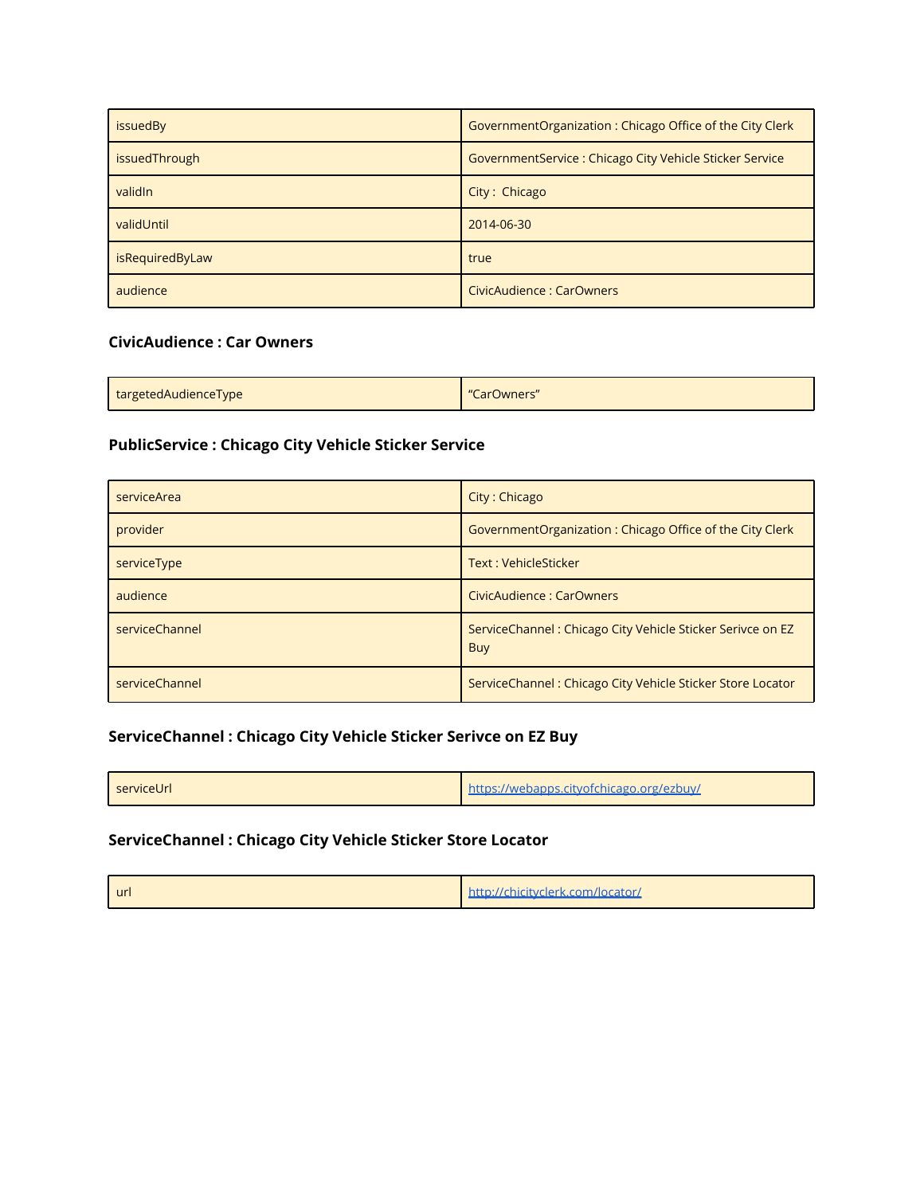| | |
|---|---|
| issuedBy | GovernmentOrganization : Chicago Office of the City Clerk |
| issuedThrough | GovernmentService : Chicago City Vehicle Sticker Service |
| validIn | City : Chicago |
| validUntil | 2014-06-30 |
| isRequiredByLaw | true |
| audience | CivicAudience : CarOwners |

### CivicAudience : Car Owners

| | |
|---|---|
| targetedAudienceType | "CarOwners" |

### PublicService : Chicago City Vehicle Sticker Service

| | |
|---|---|
| serviceArea | City : Chicago |
| provider | GovernmentOrganization : Chicago Office of the City Clerk |
| serviceType | Text : VehicleSticker |
| audience | CivicAudience : CarOwners |
| serviceChannel | ServiceChannel : Chicago City Vehicle Sticker Serivce on EZ Buy |
| serviceChannel | ServiceChannel : Chicago City Vehicle Sticker Store Locator |

### ServiceChannel : Chicago City Vehicle Sticker Serivce on EZ Buy

| | |
|---|---|
| serviceUrl | https://webapps.cityofchicago.org/ezbuy/ |

### ServiceChannel : Chicago City Vehicle Sticker Store Locator

| | |
|---|---|
| url | http://chicityclerk.com/locator/ |